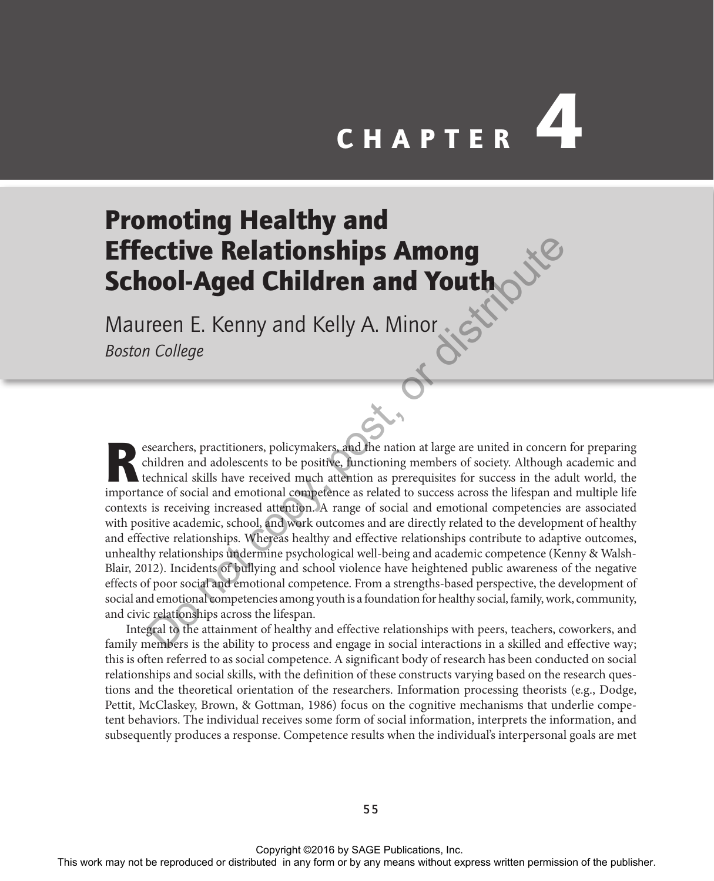# CHAPTER 4

# Promoting Healthy and Effective Relationships Among School-Aged Children and Youth

Maureen E. Kenny and Kelly A. Minor

*Boston College*

Researchers, practitioners, policymakers, and the nation at large are united in concern for preparing children and adolescents to be positive, functioning members of society. Although academic and technical skills have received much attention as prerequisites for success in the adult world, the importance of social and emotional competence as related to success across the lifespan and multiple life contexts is receiving increased attention. A range of social and emotional competencies are associated with positive academic, school, and work outcomes and are directly related to the development of healthy and effective relationships. Whereas healthy and effective relationships contribute to adaptive outcomes, unhealthy relationships undermine psychological well-being and academic competence (Kenny & Walsh-Blair, 2012). Incidents of bullying and school violence have heightened public awareness of the negative effects of poor social and emotional competence. From a strengths-based perspective, the development of social and emotional competencies among youth is a foundation for healthy social, family, work, community, and civic relationships across the lifespan.

Integral to the attainment of healthy and effective relationships with peers, teachers, coworkers, and family members is the ability to process and engage in social interactions in a skilled and effective way; this is often referred to as social competence. A significant body of research has been conducted on social relationships and social skills, with the definition of these constructs varying based on the research questions and the theoretical orientation of the researchers. Information processing theorists (e.g., Dodge, Pettit, McClaskey, Brown, & Gottman, 1986) focus on the cognitive mechanisms that underlie competent behaviors. The individual receives some form of social information, interprets the information, and subsequently produces a response. Competence results when the individual's interpersonal goals are met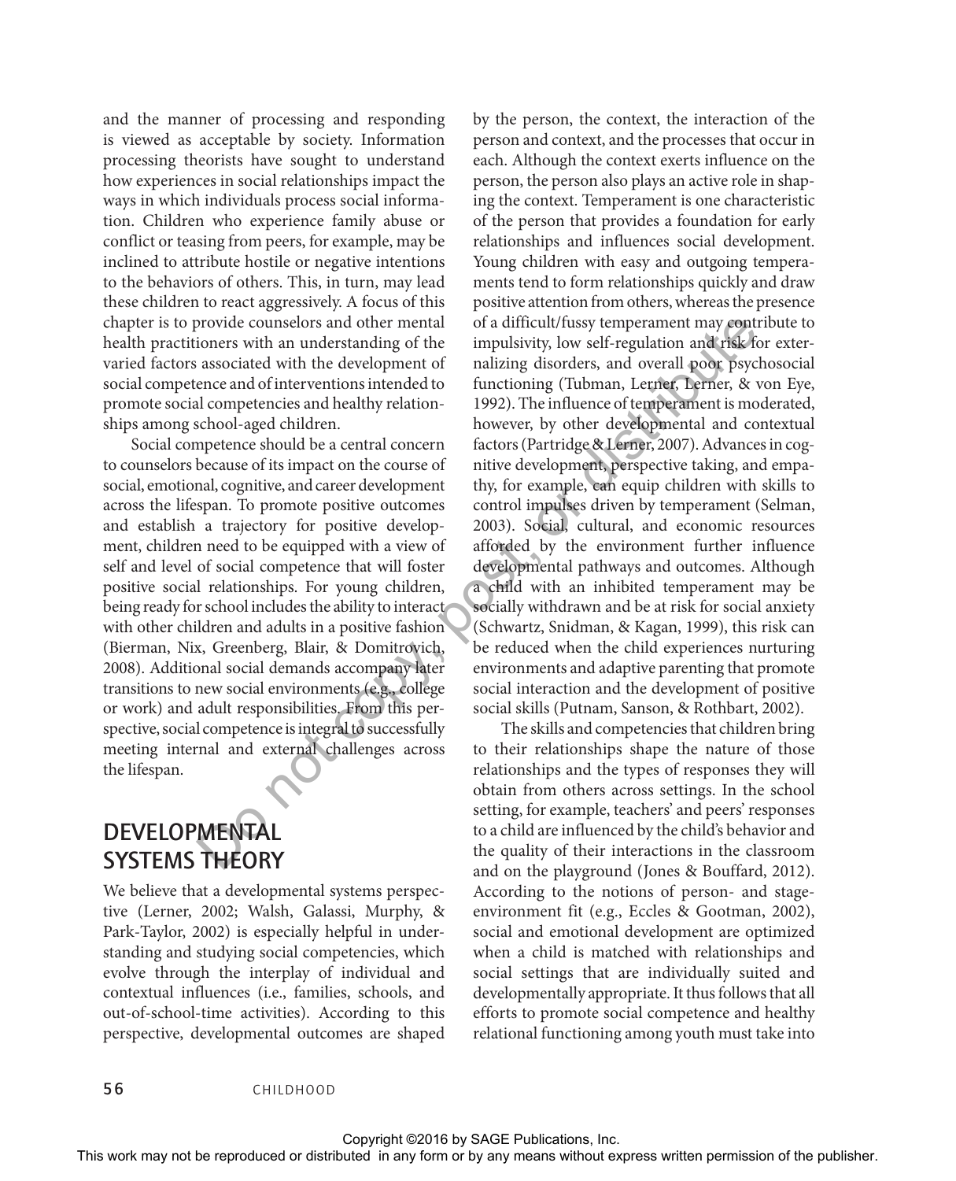and the manner of processing and responding is viewed as acceptable by society. Information processing theorists have sought to understand how experiences in social relationships impact the ways in which individuals process social information. Children who experience family abuse or conflict or teasing from peers, for example, may be inclined to attribute hostile or negative intentions to the behaviors of others. This, in turn, may lead these children to react aggressively. A focus of this chapter is to provide counselors and other mental health practitioners with an understanding of the varied factors associated with the development of social competence and of interventions intended to promote social competencies and healthy relationships among school-aged children.

Social competence should be a central concern to counselors because of its impact on the course of social, emotional, cognitive, and career development across the lifespan. To promote positive outcomes and establish a trajectory for positive development, children need to be equipped with a view of self and level of social competence that will foster positive social relationships. For young children, being ready for school includes the ability to interact with other children and adults in a positive fashion (Bierman, Nix, Greenberg, Blair, & Domitrovich, 2008). Additional social demands accompany later transitions to new social environments (e.g., college or work) and adult responsibilities. From this perspective, social competence is integral to successfully meeting internal and external challenges across the lifespan.

## DEVELOPMENTAL SYSTEMS THEORY

We believe that a developmental systems perspective (Lerner, 2002; Walsh, Galassi, Murphy, & Park-Taylor, 2002) is especially helpful in understanding and studying social competencies, which evolve through the interplay of individual and contextual influences (i.e., families, schools, and out-of-school-time activities). According to this perspective, developmental outcomes are shaped by the person, the context, the interaction of the person and context, and the processes that occur in each. Although the context exerts influence on the person, the person also plays an active role in shaping the context. Temperament is one characteristic of the person that provides a foundation for early relationships and influences social development. Young children with easy and outgoing temperaments tend to form relationships quickly and draw positive attention from others, whereas the presence of a difficult/fussy temperament may contribute to impulsivity, low self-regulation and risk for externalizing disorders, and overall poor psychosocial functioning (Tubman, Lerner, Lerner, & von Eye, 1992). The influence of temperament is moderated, however, by other developmental and contextual factors (Partridge & Lerner, 2007). Advances in cognitive development, perspective taking, and empathy, for example, can equip children with skills to control impulses driven by temperament (Selman, 2003). Social, cultural, and economic resources afforded by the environment further influence developmental pathways and outcomes. Although a child with an inhibited temperament may be socially withdrawn and be at risk for social anxiety (Schwartz, Snidman, & Kagan, 1999), this risk can be reduced when the child experiences nurturing environments and adaptive parenting that promote social interaction and the development of positive social skills (Putnam, Sanson, & Rothbart, 2002).

The skills and competencies that children bring to their relationships shape the nature of those relationships and the types of responses they will obtain from others across settings. In the school setting, for example, teachers' and peers' responses to a child are influenced by the child's behavior and the quality of their interactions in the classroom and on the playground (Jones & Bouffard, 2012). According to the notions of person- and stage-environment fit (e.g., Eccles & Gootman, 2002), social and emotional development are optimized when a child is matched with relationships and social settings that are individually suited and developmentally appropriate. It thus follows that all efforts to promote social competence and healthy relational functioning among youth must take into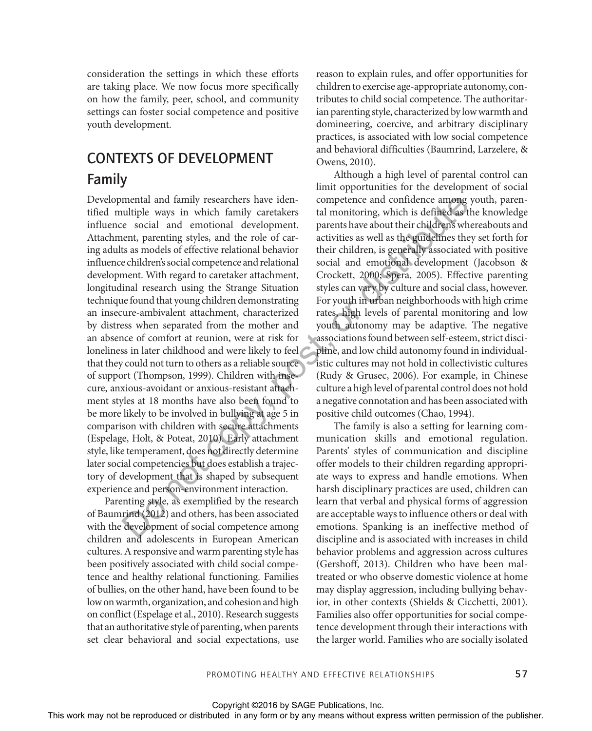consideration the settings in which these efforts are taking place. We now focus more specifically on how the family, peer, school, and community settings can foster social competence and positive youth development.

## CONTEXTS OF DEVELOPMENT

### Family

Developmental and family researchers have identified multiple ways in which family caretakers influence social and emotional development. Attachment, parenting styles, and the role of caring adults as models of effective relational behavior influence children's social competence and relational development. With regard to caretaker attachment, longitudinal research using the Strange Situation technique found that young children demonstrating an insecure-ambivalent attachment, characterized by distress when separated from the mother and an absence of comfort at reunion, were at risk for loneliness in later childhood and were likely to feel that they could not turn to others as a reliable source of support (Thompson, 1999). Children with insecure, anxious-avoidant or anxious-resistant attachment styles at 18 months have also been found to be more likely to be involved in bullying at age 5 in comparison with children with secure attachments (Espelage, Holt, & Poteat, 2010). Early attachment style, like temperament, does not directly determine later social competencies but does establish a trajectory of development that is shaped by subsequent experience and person-environment interaction.

Parenting style, as exemplified by the research of Baumrind (2012) and others, has been associated with the development of social competence among children and adolescents in European American cultures. A responsive and warm parenting style has been positively associated with child social competence and healthy relational functioning. Families of bullies, on the other hand, have been found to be low on warmth, organization, and cohesion and high on conflict (Espelage et al., 2010). Research suggests that an authoritative style of parenting, when parents set clear behavioral and social expectations, use reason to explain rules, and offer opportunities for children to exercise age-appropriate autonomy, contributes to child social competence. The authoritarian parenting style, characterized by low warmth and domineering, coercive, and arbitrary disciplinary practices, is associated with low social competence and behavioral difficulties (Baumrind, Larzelere, & Owens, 2010).

Although a high level of parental control can limit opportunities for the development of social competence and confidence among youth, parental monitoring, which is defined as the knowledge parents have about their children's whereabouts and activities as well as the guidelines they set forth for their children, is generally associated with positive social and emotional development (Jacobson & Crockett, 2000; Spera, 2005). Effective parenting styles can vary by culture and social class, however. For youth in urban neighborhoods with high crime rates, high levels of parental monitoring and low youth autonomy may be adaptive. The negative associations found between self-esteem, strict discipline, and low child autonomy found in individualistic cultures may not hold in collectivistic cultures (Rudy & Grusec, 2006). For example, in Chinese culture a high level of parental control does not hold a negative connotation and has been associated with positive child outcomes (Chao, 1994).

The family is also a setting for learning communication skills and emotional regulation. Parents' styles of communication and discipline offer models to their children regarding appropriate ways to express and handle emotions. When harsh disciplinary practices are used, children can learn that verbal and physical forms of aggression are acceptable ways to influence others or deal with emotions. Spanking is an ineffective method of discipline and is associated with increases in child behavior problems and aggression across cultures (Gershoff, 2013). Children who have been maltreated or who observe domestic violence at home may display aggression, including bullying behavior, in other contexts (Shields & Cicchetti, 2001). Families also offer opportunities for social competence development through their interactions with the larger world. Families who are socially isolated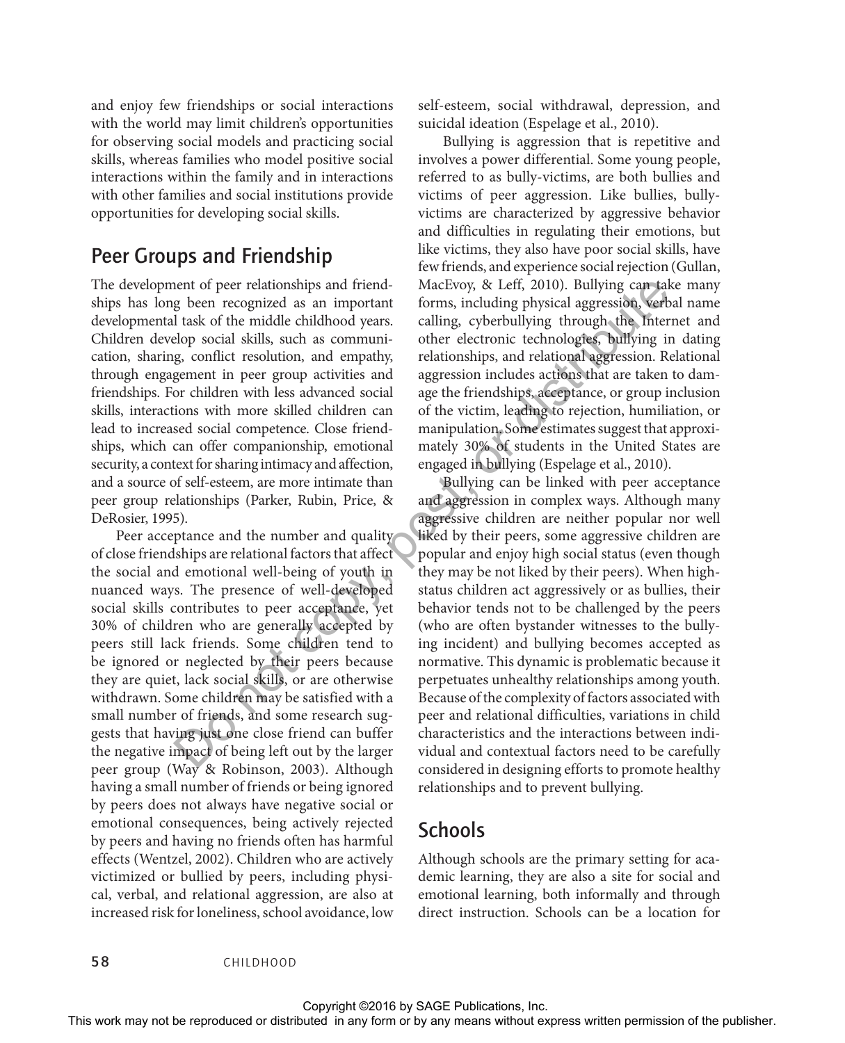and enjoy few friendships or social interactions with the world may limit children's opportunities for observing social models and practicing social skills, whereas families who model positive social interactions within the family and in interactions with other families and social institutions provide opportunities for developing social skills.

## Peer Groups and Friendship

The development of peer relationships and friendships has long been recognized as an important developmental task of the middle childhood years. Children develop social skills, such as communication, sharing, conflict resolution, and empathy, through engagement in peer group activities and friendships. For children with less advanced social skills, interactions with more skilled children can lead to increased social competence. Close friendships, which can offer companionship, emotional security, a context for sharing intimacy and affection, and a source of self-esteem, are more intimate than peer group relationships (Parker, Rubin, Price, & DeRosier, 1995).

Peer acceptance and the number and quality of close friendships are relational factors that affect the social and emotional well-being of youth in nuanced ways. The presence of well-developed social skills contributes to peer acceptance, yet 30% of children who are generally accepted by peers still lack friends. Some children tend to be ignored or neglected by their peers because they are quiet, lack social skills, or are otherwise withdrawn. Some children may be satisfied with a small number of friends, and some research suggests that having just one close friend can buffer the negative impact of being left out by the larger peer group (Way & Robinson, 2003). Although having a small number of friends or being ignored by peers does not always have negative social or emotional consequences, being actively rejected by peers and having no friends often has harmful effects (Wentzel, 2002). Children who are actively victimized or bullied by peers, including physical, verbal, and relational aggression, are also at increased risk for loneliness, school avoidance, low self-esteem, social withdrawal, depression, and suicidal ideation (Espelage et al., 2010).

Bullying is aggression that is repetitive and involves a power differential. Some young people, referred to as bully-victims, are both bullies and victims of peer aggression. Like bullies, bully-victims are characterized by aggressive behavior and difficulties in regulating their emotions, but like victims, they also have poor social skills, have few friends, and experience social rejection (Gullan, MacEvoy, & Leff, 2010). Bullying can take many forms, including physical aggression, verbal name calling, cyberbullying through the Internet and other electronic technologies, bullying in dating relationships, and relational aggression. Relational aggression includes actions that are taken to damage the friendships, acceptance, or group inclusion of the victim, leading to rejection, humiliation, or manipulation. Some estimates suggest that approximately 30% of students in the United States are engaged in bullying (Espelage et al., 2010).

Bullying can be linked with peer acceptance and aggression in complex ways. Although many aggressive children are neither popular nor well liked by their peers, some aggressive children are popular and enjoy high social status (even though they may be not liked by their peers). When high-status children act aggressively or as bullies, their behavior tends not to be challenged by the peers (who are often bystander witnesses to the bullying incident) and bullying becomes accepted as normative. This dynamic is problematic because it perpetuates unhealthy relationships among youth. Because of the complexity of factors associated with peer and relational difficulties, variations in child characteristics and the interactions between individual and contextual factors need to be carefully considered in designing efforts to promote healthy relationships and to prevent bullying.

## Schools

Although schools are the primary setting for academic learning, they are also a site for social and emotional learning, both informally and through direct instruction. Schools can be a location for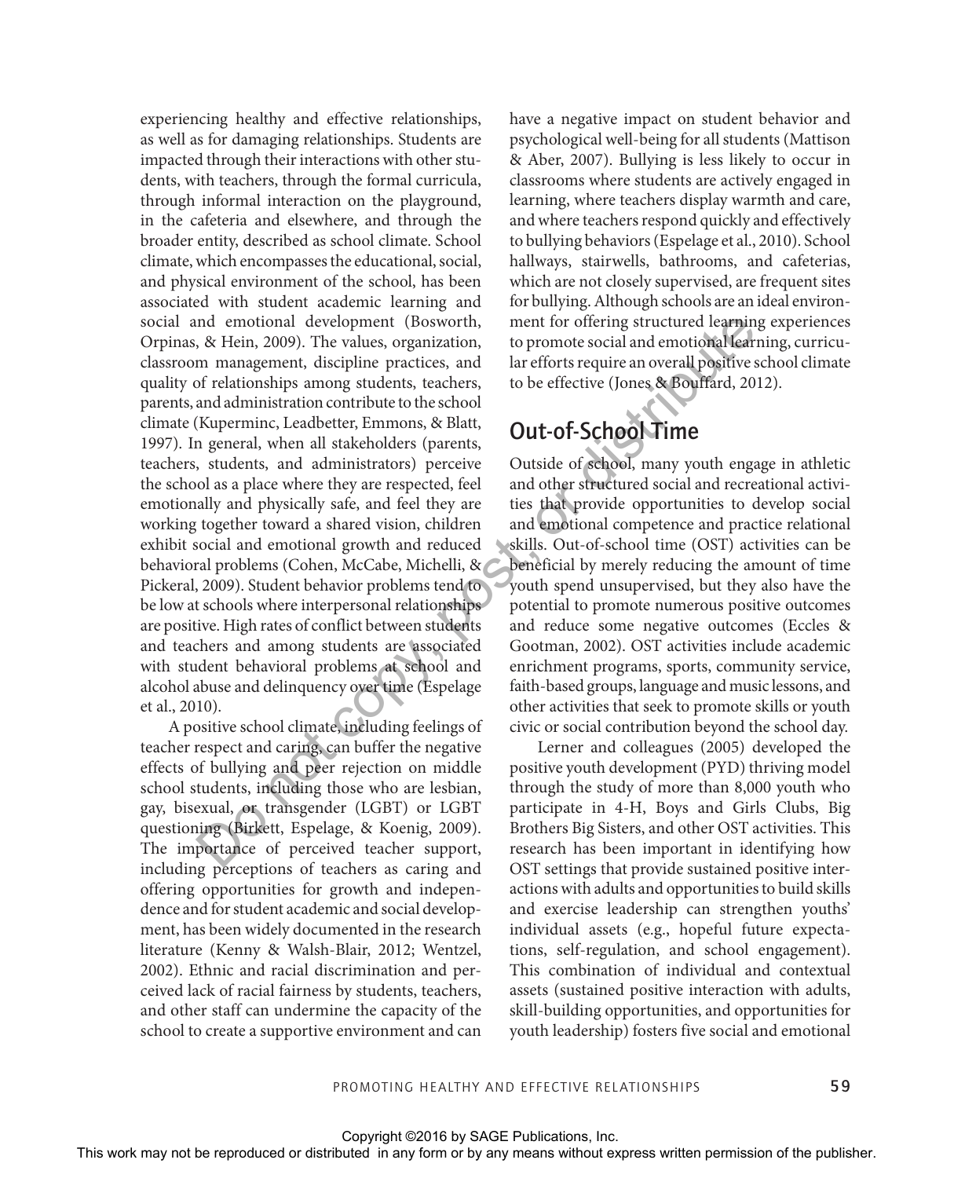experiencing healthy and effective relationships, as well as for damaging relationships. Students are impacted through their interactions with other students, with teachers, through the formal curricula, through informal interaction on the playground, in the cafeteria and elsewhere, and through the broader entity, described as school climate. School climate, which encompasses the educational, social, and physical environment of the school, has been associated with student academic learning and social and emotional development (Bosworth, Orpinas, & Hein, 2009). The values, organization, classroom management, discipline practices, and quality of relationships among students, teachers, parents, and administration contribute to the school climate (Kuperminc, Leadbetter, Emmons, & Blatt, 1997). In general, when all stakeholders (parents, teachers, students, and administrators) perceive the school as a place where they are respected, feel emotionally and physically safe, and feel they are working together toward a shared vision, children exhibit social and emotional growth and reduced behavioral problems (Cohen, McCabe, Michelli, & Pickeral, 2009). Student behavior problems tend to be low at schools where interpersonal relationships are positive. High rates of conflict between students and teachers and among students are associated with student behavioral problems at school and alcohol abuse and delinquency over time (Espelage et al., 2010).

A positive school climate, including feelings of teacher respect and caring, can buffer the negative effects of bullying and peer rejection on middle school students, including those who are lesbian, gay, bisexual, or transgender (LGBT) or LGBT questioning (Birkett, Espelage, & Koenig, 2009). The importance of perceived teacher support, including perceptions of teachers as caring and offering opportunities for growth and independence and for student academic and social development, has been widely documented in the research literature (Kenny & Walsh-Blair, 2012; Wentzel, 2002). Ethnic and racial discrimination and perceived lack of racial fairness by students, teachers, and other staff can undermine the capacity of the school to create a supportive environment and can have a negative impact on student behavior and psychological well-being for all students (Mattison & Aber, 2007). Bullying is less likely to occur in classrooms where students are actively engaged in learning, where teachers display warmth and care, and where teachers respond quickly and effectively to bullying behaviors (Espelage et al., 2010). School hallways, stairwells, bathrooms, and cafeterias, which are not closely supervised, are frequent sites for bullying. Although schools are an ideal environment for offering structured learning experiences to promote social and emotional learning, curricular efforts require an overall positive school climate to be effective (Jones & Bouffard, 2012).

## Out-of-School Time

Outside of school, many youth engage in athletic and other structured social and recreational activities that provide opportunities to develop social and emotional competence and practice relational skills. Out-of-school time (OST) activities can be beneficial by merely reducing the amount of time youth spend unsupervised, but they also have the potential to promote numerous positive outcomes and reduce some negative outcomes (Eccles & Gootman, 2002). OST activities include academic enrichment programs, sports, community service, faith-based groups, language and music lessons, and other activities that seek to promote skills or youth civic or social contribution beyond the school day.

Lerner and colleagues (2005) developed the positive youth development (PYD) thriving model through the study of more than 8,000 youth who participate in 4-H, Boys and Girls Clubs, Big Brothers Big Sisters, and other OST activities. This research has been important in identifying how OST settings that provide sustained positive interactions with adults and opportunities to build skills and exercise leadership can strengthen youths' individual assets (e.g., hopeful future expectations, self-regulation, and school engagement). This combination of individual and contextual assets (sustained positive interaction with adults, skill-building opportunities, and opportunities for youth leadership) fosters five social and emotional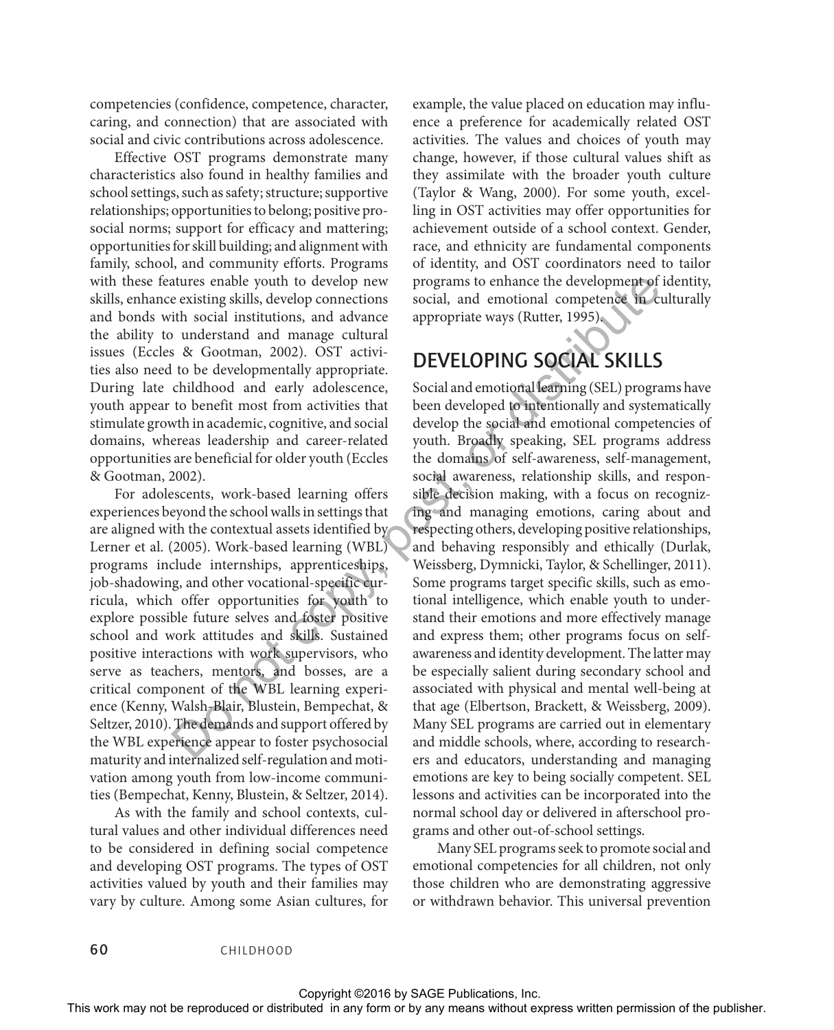competencies (confidence, competence, character, caring, and connection) that are associated with social and civic contributions across adolescence.

Effective OST programs demonstrate many characteristics also found in healthy families and school settings, such as safety; structure; supportive relationships; opportunities to belong; positive prosocial norms; support for efficacy and mattering; opportunities for skill building; and alignment with family, school, and community efforts. Programs with these features enable youth to develop new skills, enhance existing skills, develop connections and bonds with social institutions, and advance the ability to understand and manage cultural issues (Eccles & Gootman, 2002). OST activities also need to be developmentally appropriate. During late childhood and early adolescence, youth appear to benefit most from activities that stimulate growth in academic, cognitive, and social domains, whereas leadership and career-related opportunities are beneficial for older youth (Eccles & Gootman, 2002).

For adolescents, work-based learning offers experiences beyond the school walls in settings that are aligned with the contextual assets identified by Lerner et al. (2005). Work-based learning (WBL) programs include internships, apprenticeships, job-shadowing, and other vocational-specific curricula, which offer opportunities for youth to explore possible future selves and foster positive school and work attitudes and skills. Sustained positive interactions with work supervisors, who serve as teachers, mentors, and bosses, are a critical component of the WBL learning experience (Kenny, Walsh-Blair, Blustein, Bempechat, & Seltzer, 2010). The demands and support offered by the WBL experience appear to foster psychosocial maturity and internalized self-regulation and motivation among youth from low-income communities (Bempechat, Kenny, Blustein, & Seltzer, 2014).

As with the family and school contexts, cultural values and other individual differences need to be considered in defining social competence and developing OST programs. The types of OST activities valued by youth and their families may vary by culture. Among some Asian cultures, for example, the value placed on education may influence a preference for academically related OST activities. The values and choices of youth may change, however, if those cultural values shift as they assimilate with the broader youth culture (Taylor & Wang, 2000). For some youth, excelling in OST activities may offer opportunities for achievement outside of a school context. Gender, race, and ethnicity are fundamental components of identity, and OST coordinators need to tailor programs to enhance the development of identity, social, and emotional competence in culturally appropriate ways (Rutter, 1995).

## DEVELOPING SOCIAL SKILLS

Social and emotional learning (SEL) programs have been developed to intentionally and systematically develop the social and emotional competencies of youth. Broadly speaking, SEL programs address the domains of self-awareness, self-management, social awareness, relationship skills, and responsible decision making, with a focus on recognizing and managing emotions, caring about and respecting others, developing positive relationships, and behaving responsibly and ethically (Durlak, Weissberg, Dymnicki, Taylor, & Schellinger, 2011). Some programs target specific skills, such as emotional intelligence, which enable youth to understand their emotions and more effectively manage and express them; other programs focus on self-awareness and identity development. The latter may be especially salient during secondary school and associated with physical and mental well-being at that age (Elbertson, Brackett, & Weissberg, 2009). Many SEL programs are carried out in elementary and middle schools, where, according to researchers and educators, understanding and managing emotions are key to being socially competent. SEL lessons and activities can be incorporated into the normal school day or delivered in afterschool programs and other out-of-school settings.

Many SEL programs seek to promote social and emotional competencies for all children, not only those children who are demonstrating aggressive or withdrawn behavior. This universal prevention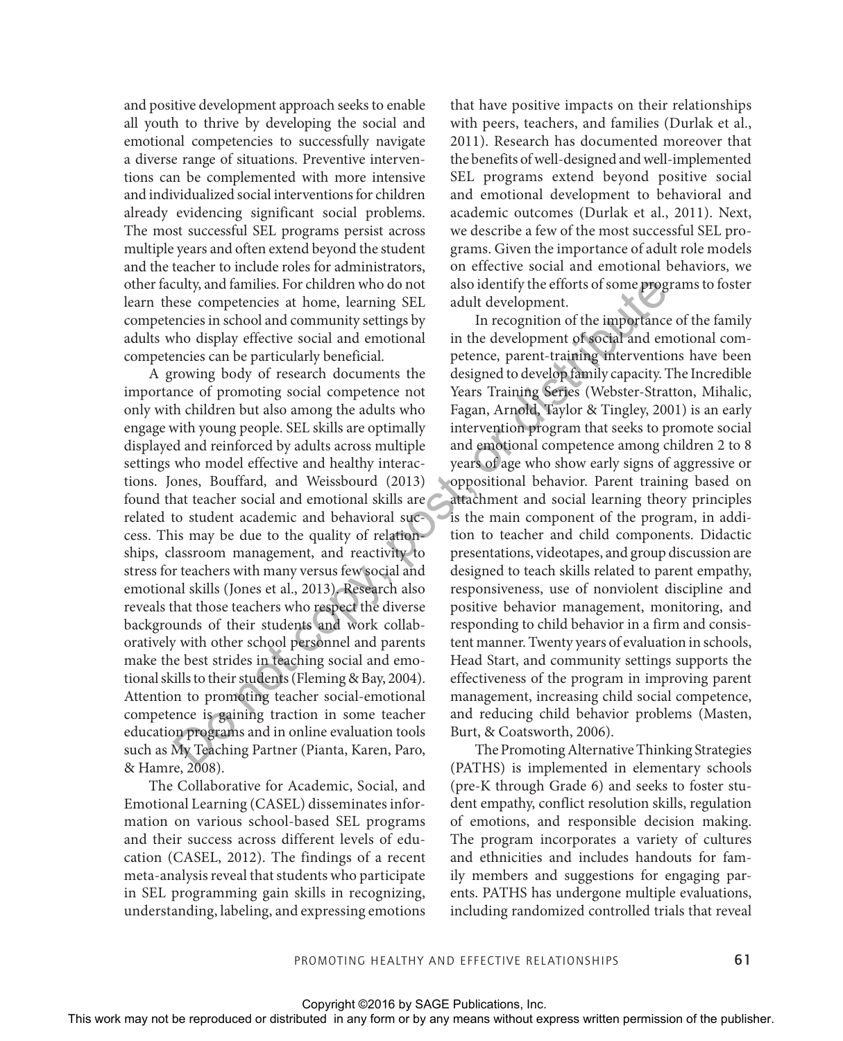and positive development approach seeks to enable all youth to thrive by developing the social and emotional competencies to successfully navigate a diverse range of situations. Preventive interventions can be complemented with more intensive and individualized social interventions for children already evidencing significant social problems. The most successful SEL programs persist across multiple years and often extend beyond the student and the teacher to include roles for administrators, other faculty, and families. For children who do not learn these competencies at home, learning SEL competencies in school and community settings by adults who display effective social and emotional competencies can be particularly beneficial.

A growing body of research documents the importance of promoting social competence not only with children but also among the adults who engage with young people. SEL skills are optimally displayed and reinforced by adults across multiple settings who model effective and healthy interactions. Jones, Bouffard, and Weissbourd (2013) found that teacher social and emotional skills are related to student academic and behavioral success. This may be due to the quality of relationships, classroom management, and reactivity to stress for teachers with many versus few social and emotional skills (Jones et al., 2013). Research also reveals that those teachers who respect the diverse backgrounds of their students and work collaboratively with other school personnel and parents make the best strides in teaching social and emotional skills to their students (Fleming & Bay, 2004). Attention to promoting teacher social-emotional competence is gaining traction in some teacher education programs and in online evaluation tools such as My Teaching Partner (Pianta, Karen, Paro, & Hamre, 2008).

The Collaborative for Academic, Social, and Emotional Learning (CASEL) disseminates information on various school-based SEL programs and their success across different levels of education (CASEL, 2012). The findings of a recent meta-analysis reveal that students who participate in SEL programming gain skills in recognizing, understanding, labeling, and expressing emotions that have positive impacts on their relationships with peers, teachers, and families (Durlak et al., 2011). Research has documented moreover that the benefits of well-designed and well-implemented SEL programs extend beyond positive social and emotional development to behavioral and academic outcomes (Durlak et al., 2011). Next, we describe a few of the most successful SEL programs. Given the importance of adult role models on effective social and emotional behaviors, we also identify the efforts of some programs to foster adult development.

In recognition of the importance of the family in the development of social and emotional competence, parent-training interventions have been designed to develop family capacity. The Incredible Years Training Series (Webster-Stratton, Mihalic, Fagan, Arnold, Taylor & Tingley, 2001) is an early intervention program that seeks to promote social and emotional competence among children 2 to 8 years of age who show early signs of aggressive or oppositional behavior. Parent training based on attachment and social learning theory principles is the main component of the program, in addition to teacher and child components. Didactic presentations, videotapes, and group discussion are designed to teach skills related to parent empathy, responsiveness, use of nonviolent discipline and positive behavior management, monitoring, and responding to child behavior in a firm and consistent manner. Twenty years of evaluation in schools, Head Start, and community settings supports the effectiveness of the program in improving parent management, increasing child social competence, and reducing child behavior problems (Masten, Burt, & Coatsworth, 2006).

The Promoting Alternative Thinking Strategies (PATHS) is implemented in elementary schools (pre-K through Grade 6) and seeks to foster student empathy, conflict resolution skills, regulation of emotions, and responsible decision making. The program incorporates a variety of cultures and ethnicities and includes handouts for family members and suggestions for engaging parents. PATHS has undergone multiple evaluations, including randomized controlled trials that reveal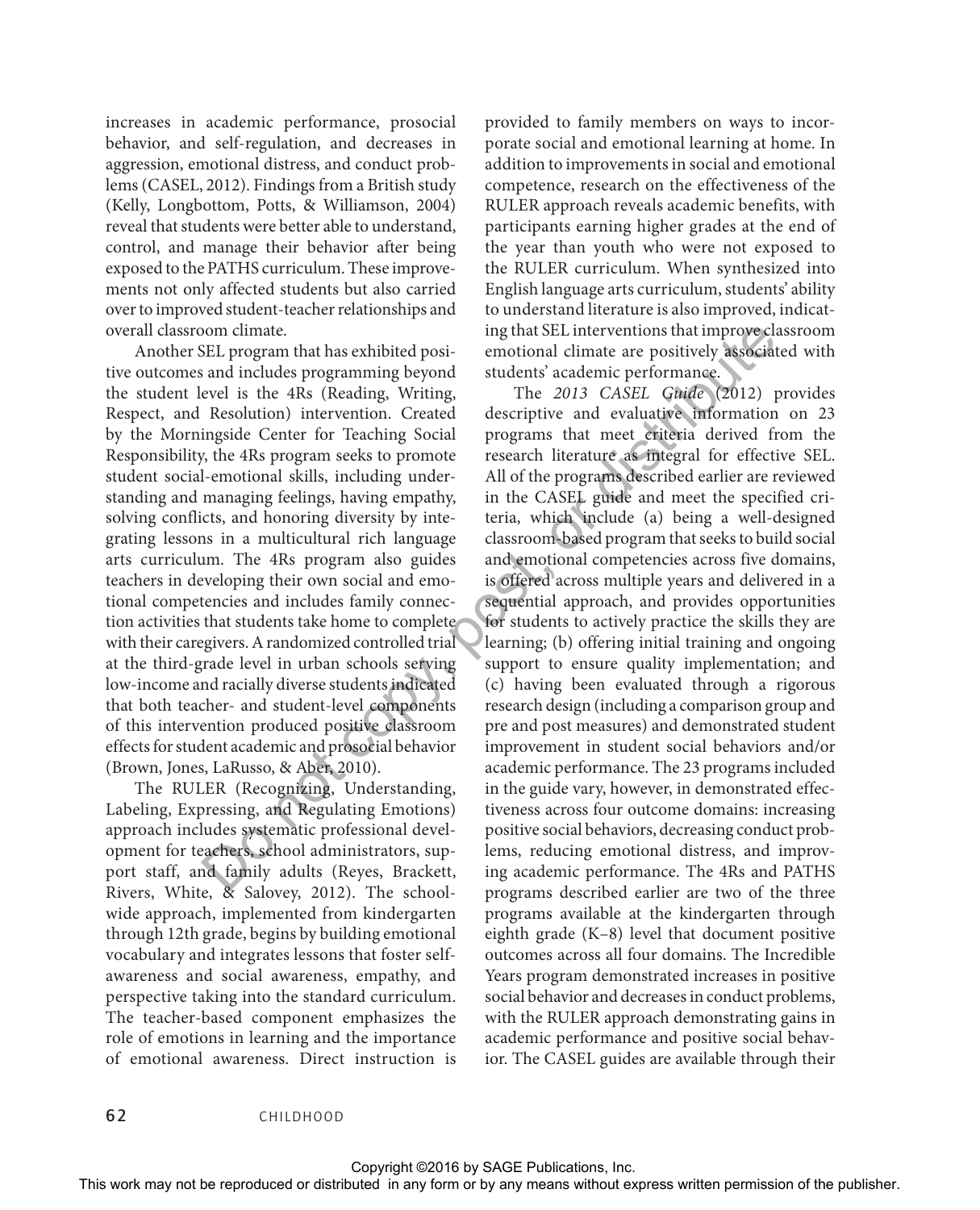increases in academic performance, prosocial behavior, and self-regulation, and decreases in aggression, emotional distress, and conduct problems (CASEL, 2012). Findings from a British study (Kelly, Longbottom, Potts, & Williamson, 2004) reveal that students were better able to understand, control, and manage their behavior after being exposed to the PATHS curriculum. These improvements not only affected students but also carried over to improved student-teacher relationships and overall classroom climate.

Another SEL program that has exhibited positive outcomes and includes programming beyond the student level is the 4Rs (Reading, Writing, Respect, and Resolution) intervention. Created by the Morningside Center for Teaching Social Responsibility, the 4Rs program seeks to promote student social-emotional skills, including understanding and managing feelings, having empathy, solving conflicts, and honoring diversity by integrating lessons in a multicultural rich language arts curriculum. The 4Rs program also guides teachers in developing their own social and emotional competencies and includes family connection activities that students take home to complete with their caregivers. A randomized controlled trial at the third-grade level in urban schools serving low-income and racially diverse students indicated that both teacher- and student-level components of this intervention produced positive classroom effects for student academic and prosocial behavior (Brown, Jones, LaRusso, & Aber, 2010).

The RULER (Recognizing, Understanding, Labeling, Expressing, and Regulating Emotions) approach includes systematic professional development for teachers, school administrators, support staff, and family adults (Reyes, Brackett, Rivers, White, & Salovey, 2012). The schoolwide approach, implemented from kindergarten through 12th grade, begins by building emotional vocabulary and integrates lessons that foster self-awareness and social awareness, empathy, and perspective taking into the standard curriculum. The teacher-based component emphasizes the role of emotions in learning and the importance of emotional awareness. Direct instruction is provided to family members on ways to incorporate social and emotional learning at home. In addition to improvements in social and emotional competence, research on the effectiveness of the RULER approach reveals academic benefits, with participants earning higher grades at the end of the year than youth who were not exposed to the RULER curriculum. When synthesized into English language arts curriculum, students' ability to understand literature is also improved, indicating that SEL interventions that improve classroom emotional climate are positively associated with students' academic performance.

The *2013 CASEL Guide* (2012) provides descriptive and evaluative information on 23 programs that meet criteria derived from the research literature as integral for effective SEL. All of the programs described earlier are reviewed in the CASEL guide and meet the specified criteria, which include (a) being a well-designed classroom-based program that seeks to build social and emotional competencies across five domains, is offered across multiple years and delivered in a sequential approach, and provides opportunities for students to actively practice the skills they are learning; (b) offering initial training and ongoing support to ensure quality implementation; and (c) having been evaluated through a rigorous research design (including a comparison group and pre and post measures) and demonstrated student improvement in student social behaviors and/or academic performance. The 23 programs included in the guide vary, however, in demonstrated effectiveness across four outcome domains: increasing positive social behaviors, decreasing conduct problems, reducing emotional distress, and improving academic performance. The 4Rs and PATHS programs described earlier are two of the three programs available at the kindergarten through eighth grade (K–8) level that document positive outcomes across all four domains. The Incredible Years program demonstrated increases in positive social behavior and decreases in conduct problems, with the RULER approach demonstrating gains in academic performance and positive social behavior. The CASEL guides are available through their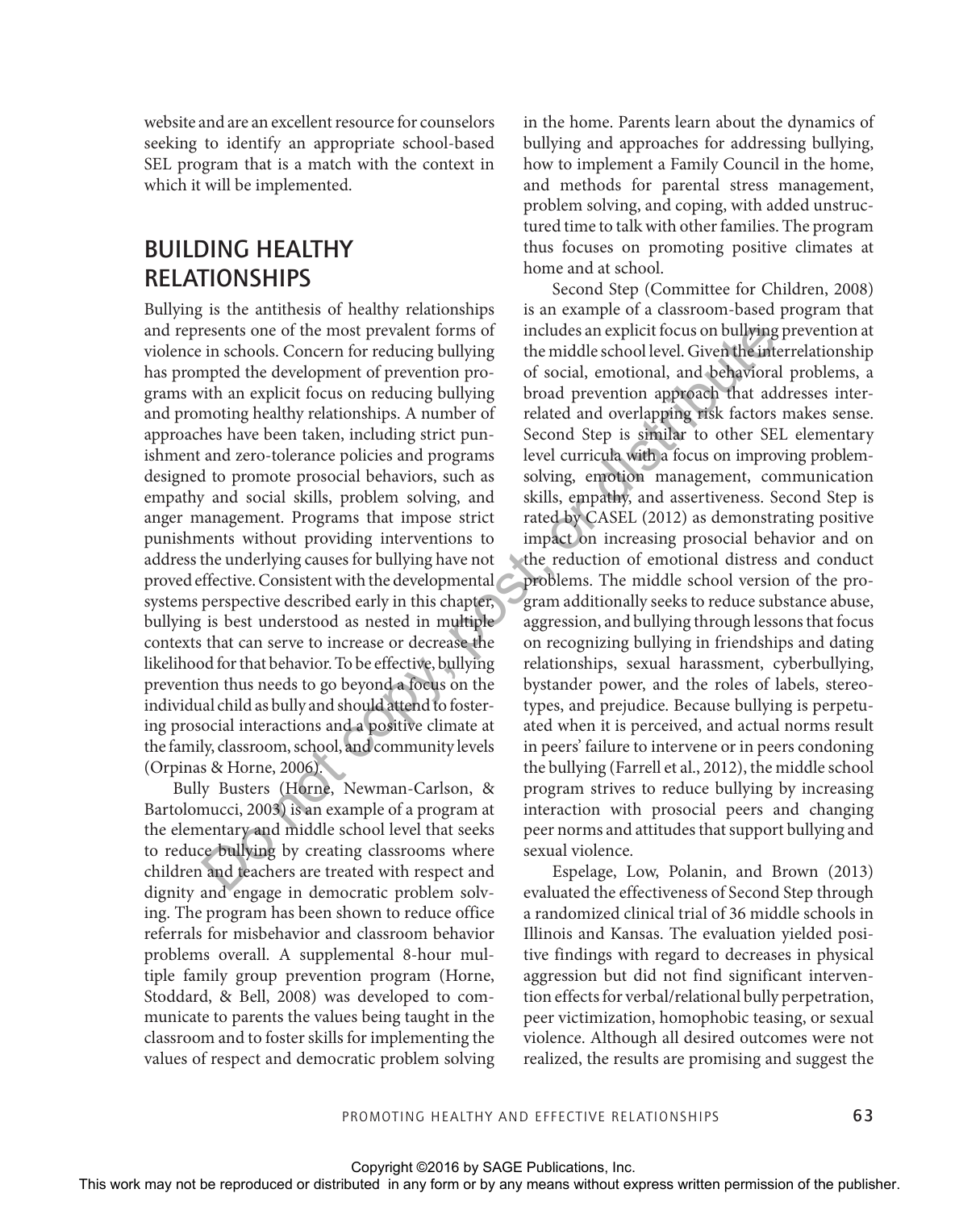website and are an excellent resource for counselors seeking to identify an appropriate school-based SEL program that is a match with the context in which it will be implemented.

## BUILDING HEALTHY RELATIONSHIPS

Bullying is the antithesis of healthy relationships and represents one of the most prevalent forms of violence in schools. Concern for reducing bullying has prompted the development of prevention programs with an explicit focus on reducing bullying and promoting healthy relationships. A number of approaches have been taken, including strict punishment and zero-tolerance policies and programs designed to promote prosocial behaviors, such as empathy and social skills, problem solving, and anger management. Programs that impose strict punishments without providing interventions to address the underlying causes for bullying have not proved effective. Consistent with the developmental systems perspective described early in this chapter, bullying is best understood as nested in multiple contexts that can serve to increase or decrease the likelihood for that behavior. To be effective, bullying prevention thus needs to go beyond a focus on the individual child as bully and should attend to fostering prosocial interactions and a positive climate at the family, classroom, school, and community levels (Orpinas & Horne, 2006).

Bully Busters (Horne, Newman-Carlson, & Bartolomucci, 2003) is an example of a program at the elementary and middle school level that seeks to reduce bullying by creating classrooms where children and teachers are treated with respect and dignity and engage in democratic problem solving. The program has been shown to reduce office referrals for misbehavior and classroom behavior problems overall. A supplemental 8-hour multiple family group prevention program (Horne, Stoddard, & Bell, 2008) was developed to communicate to parents the values being taught in the classroom and to foster skills for implementing the values of respect and democratic problem solving in the home. Parents learn about the dynamics of bullying and approaches for addressing bullying, how to implement a Family Council in the home, and methods for parental stress management, problem solving, and coping, with added unstructured time to talk with other families. The program thus focuses on promoting positive climates at home and at school.

Second Step (Committee for Children, 2008) is an example of a classroom-based program that includes an explicit focus on bullying prevention at the middle school level. Given the interrelationship of social, emotional, and behavioral problems, a broad prevention approach that addresses interrelated and overlapping risk factors makes sense. Second Step is similar to other SEL elementary level curricula with a focus on improving problem-solving, emotion management, communication skills, empathy, and assertiveness. Second Step is rated by CASEL (2012) as demonstrating positive impact on increasing prosocial behavior and on the reduction of emotional distress and conduct problems. The middle school version of the program additionally seeks to reduce substance abuse, aggression, and bullying through lessons that focus on recognizing bullying in friendships and dating relationships, sexual harassment, cyberbullying, bystander power, and the roles of labels, stereotypes, and prejudice. Because bullying is perpetuated when it is perceived, and actual norms result in peers' failure to intervene or in peers condoning the bullying (Farrell et al., 2012), the middle school program strives to reduce bullying by increasing interaction with prosocial peers and changing peer norms and attitudes that support bullying and sexual violence.

Espelage, Low, Polanin, and Brown (2013) evaluated the effectiveness of Second Step through a randomized clinical trial of 36 middle schools in Illinois and Kansas. The evaluation yielded positive findings with regard to decreases in physical aggression but did not find significant intervention effects for verbal/relational bully perpetration, peer victimization, homophobic teasing, or sexual violence. Although all desired outcomes were not realized, the results are promising and suggest the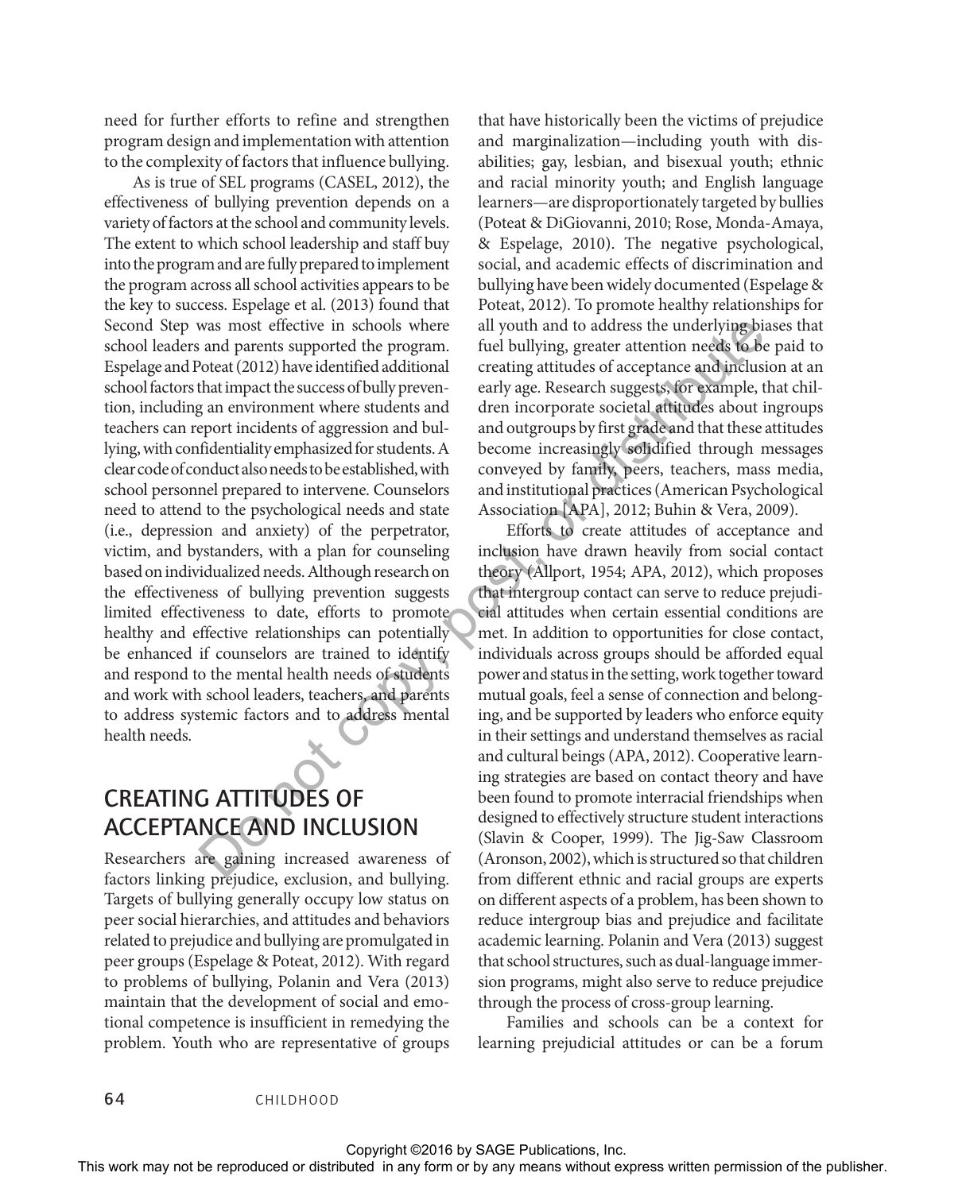need for further efforts to refine and strengthen program design and implementation with attention to the complexity of factors that influence bullying.

As is true of SEL programs (CASEL, 2012), the effectiveness of bullying prevention depends on a variety of factors at the school and community levels. The extent to which school leadership and staff buy into the program and are fully prepared to implement the program across all school activities appears to be the key to success. Espelage et al. (2013) found that Second Step was most effective in schools where school leaders and parents supported the program. Espelage and Poteat (2012) have identified additional school factors that impact the success of bully prevention, including an environment where students and teachers can report incidents of aggression and bullying, with confidentiality emphasized for students. A clear code of conduct also needs to be established, with school personnel prepared to intervene. Counselors need to attend to the psychological needs and state (i.e., depression and anxiety) of the perpetrator, victim, and bystanders, with a plan for counseling based on individualized needs. Although research on the effectiveness of bullying prevention suggests limited effectiveness to date, efforts to promote healthy and effective relationships can potentially be enhanced if counselors are trained to identify and respond to the mental health needs of students and work with school leaders, teachers, and parents to address systemic factors and to address mental health needs.

## CREATING ATTITUDES OF ACCEPTANCE AND INCLUSION

Researchers are gaining increased awareness of factors linking prejudice, exclusion, and bullying. Targets of bullying generally occupy low status on peer social hierarchies, and attitudes and behaviors related to prejudice and bullying are promulgated in peer groups (Espelage & Poteat, 2012). With regard to problems of bullying, Polanin and Vera (2013) maintain that the development of social and emotional competence is insufficient in remedying the problem. Youth who are representative of groups that have historically been the victims of prejudice and marginalization—including youth with disabilities; gay, lesbian, and bisexual youth; ethnic and racial minority youth; and English language learners—are disproportionately targeted by bullies (Poteat & DiGiovanni, 2010; Rose, Monda-Amaya, & Espelage, 2010). The negative psychological, social, and academic effects of discrimination and bullying have been widely documented (Espelage & Poteat, 2012). To promote healthy relationships for all youth and to address the underlying biases that fuel bullying, greater attention needs to be paid to creating attitudes of acceptance and inclusion at an early age. Research suggests, for example, that children incorporate societal attitudes about ingroups and outgroups by first grade and that these attitudes become increasingly solidified through messages conveyed by family, peers, teachers, mass media, and institutional practices (American Psychological Association [APA], 2012; Buhin & Vera, 2009).

Efforts to create attitudes of acceptance and inclusion have drawn heavily from social contact theory (Allport, 1954; APA, 2012), which proposes that intergroup contact can serve to reduce prejudicial attitudes when certain essential conditions are met. In addition to opportunities for close contact, individuals across groups should be afforded equal power and status in the setting, work together toward mutual goals, feel a sense of connection and belonging, and be supported by leaders who enforce equity in their settings and understand themselves as racial and cultural beings (APA, 2012). Cooperative learning strategies are based on contact theory and have been found to promote interracial friendships when designed to effectively structure student interactions (Slavin & Cooper, 1999). The Jig-Saw Classroom (Aronson, 2002), which is structured so that children from different ethnic and racial groups are experts on different aspects of a problem, has been shown to reduce intergroup bias and prejudice and facilitate academic learning. Polanin and Vera (2013) suggest that school structures, such as dual-language immersion programs, might also serve to reduce prejudice through the process of cross-group learning.

Families and schools can be a context for learning prejudicial attitudes or can be a forum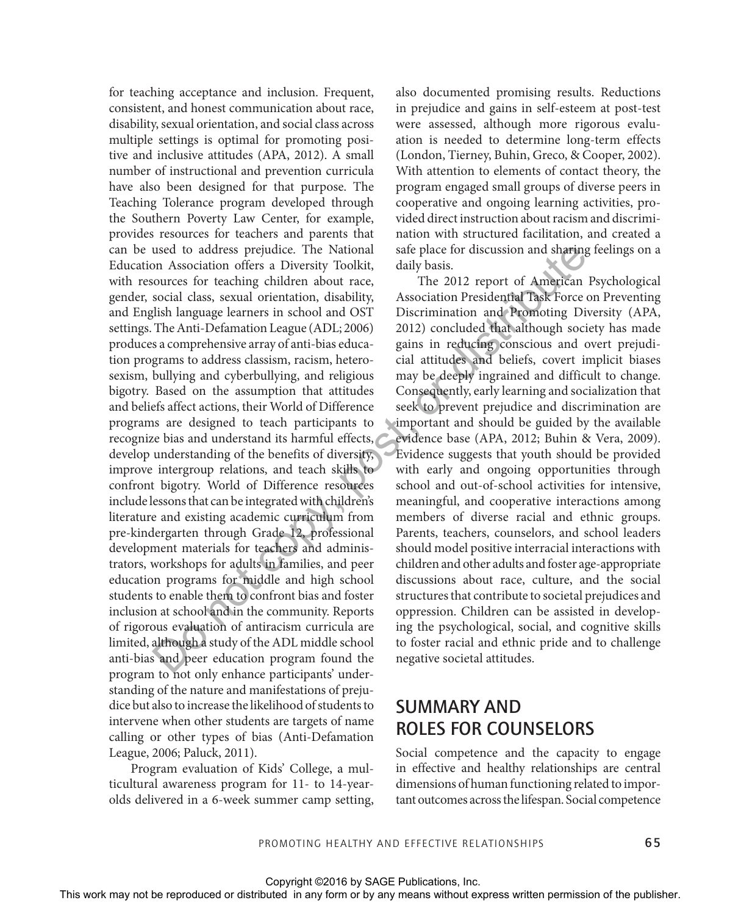for teaching acceptance and inclusion. Frequent, consistent, and honest communication about race, disability, sexual orientation, and social class across multiple settings is optimal for promoting positive and inclusive attitudes (APA, 2012). A small number of instructional and prevention curricula have also been designed for that purpose. The Teaching Tolerance program developed through the Southern Poverty Law Center, for example, provides resources for teachers and parents that can be used to address prejudice. The National Education Association offers a Diversity Toolkit, with resources for teaching children about race, gender, social class, sexual orientation, disability, and English language learners in school and OST settings. The Anti-Defamation League (ADL; 2006) produces a comprehensive array of anti-bias education programs to address classism, racism, heterosexism, bullying and cyberbullying, and religious bigotry. Based on the assumption that attitudes and beliefs affect actions, their World of Difference programs are designed to teach participants to recognize bias and understand its harmful effects, develop understanding of the benefits of diversity, improve intergroup relations, and teach skills to confront bigotry. World of Difference resources include lessons that can be integrated with children's literature and existing academic curriculum from pre-kindergarten through Grade 12, professional development materials for teachers and administrators, workshops for adults in families, and peer education programs for middle and high school students to enable them to confront bias and foster inclusion at school and in the community. Reports of rigorous evaluation of antiracism curricula are limited, although a study of the ADL middle school anti-bias and peer education program found the program to not only enhance participants' understanding of the nature and manifestations of prejudice but also to increase the likelihood of students to intervene when other students are targets of name calling or other types of bias (Anti-Defamation League, 2006; Paluck, 2011).

Program evaluation of Kids' College, a multicultural awareness program for 11- to 14-year-olds delivered in a 6-week summer camp setting, also documented promising results. Reductions in prejudice and gains in self-esteem at post-test were assessed, although more rigorous evaluation is needed to determine long-term effects (London, Tierney, Buhin, Greco, & Cooper, 2002). With attention to elements of contact theory, the program engaged small groups of diverse peers in cooperative and ongoing learning activities, provided direct instruction about racism and discrimination with structured facilitation, and created a safe place for discussion and sharing feelings on a daily basis.

The 2012 report of American Psychological Association Presidential Task Force on Preventing Discrimination and Promoting Diversity (APA, 2012) concluded that although society has made gains in reducing conscious and overt prejudicial attitudes and beliefs, covert implicit biases may be deeply ingrained and difficult to change. Consequently, early learning and socialization that seek to prevent prejudice and discrimination are important and should be guided by the available evidence base (APA, 2012; Buhin & Vera, 2009). Evidence suggests that youth should be provided with early and ongoing opportunities through school and out-of-school activities for intensive, meaningful, and cooperative interactions among members of diverse racial and ethnic groups. Parents, teachers, counselors, and school leaders should model positive interracial interactions with children and other adults and foster age-appropriate discussions about race, culture, and the social structures that contribute to societal prejudices and oppression. Children can be assisted in developing the psychological, social, and cognitive skills to foster racial and ethnic pride and to challenge negative societal attitudes.

## SUMMARY AND ROLES FOR COUNSELORS

Social competence and the capacity to engage in effective and healthy relationships are central dimensions of human functioning related to important outcomes across the lifespan. Social competence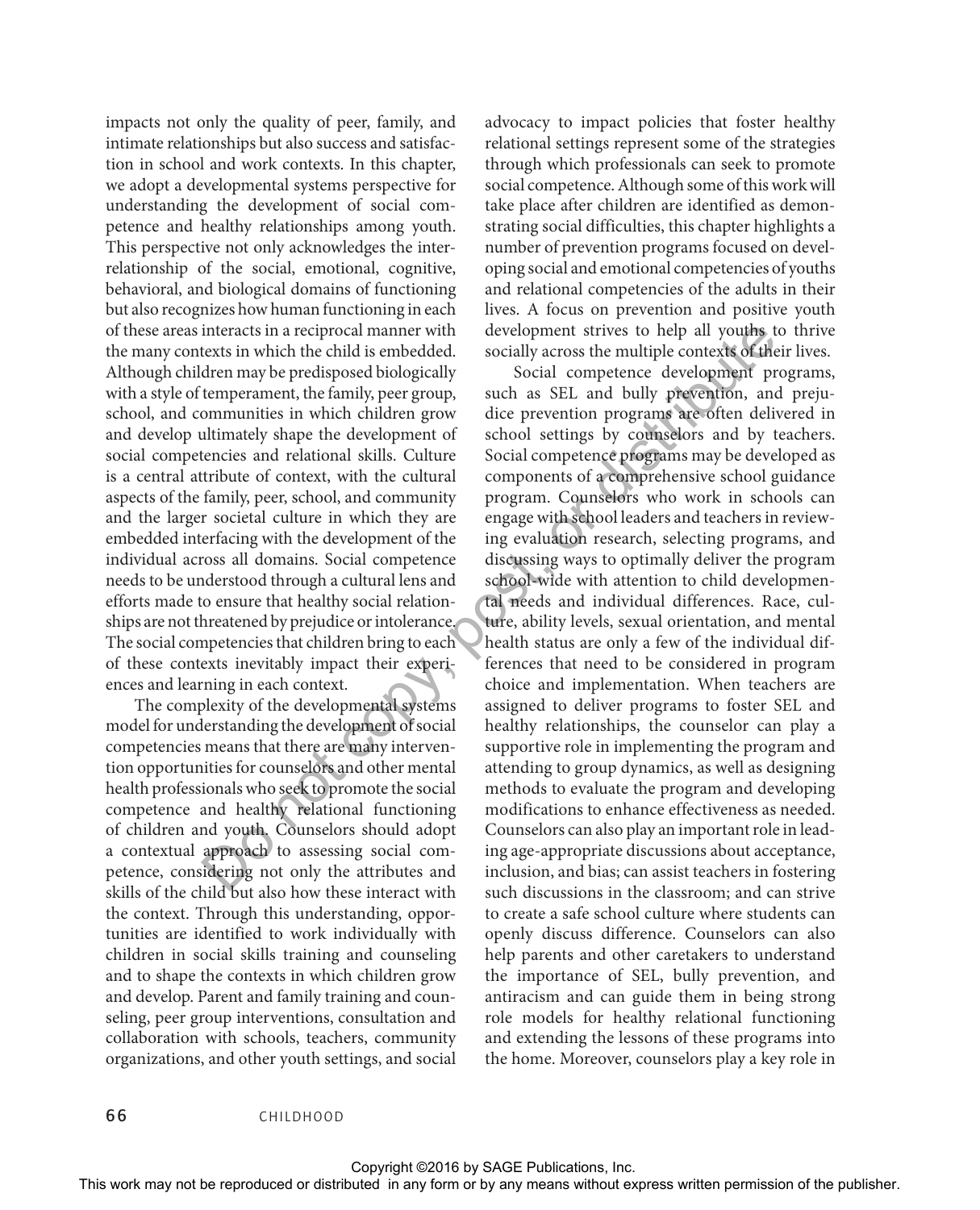impacts not only the quality of peer, family, and intimate relationships but also success and satisfaction in school and work contexts. In this chapter, we adopt a developmental systems perspective for understanding the development of social competence and healthy relationships among youth. This perspective not only acknowledges the interrelationship of the social, emotional, cognitive, behavioral, and biological domains of functioning but also recognizes how human functioning in each of these areas interacts in a reciprocal manner with the many contexts in which the child is embedded. Although children may be predisposed biologically with a style of temperament, the family, peer group, school, and communities in which children grow and develop ultimately shape the development of social competencies and relational skills. Culture is a central attribute of context, with the cultural aspects of the family, peer, school, and community and the larger societal culture in which they are embedded interfacing with the development of the individual across all domains. Social competence needs to be understood through a cultural lens and efforts made to ensure that healthy social relationships are not threatened by prejudice or intolerance. The social competencies that children bring to each of these contexts inevitably impact their experiences and learning in each context.

The complexity of the developmental systems model for understanding the development of social competencies means that there are many intervention opportunities for counselors and other mental health professionals who seek to promote the social competence and healthy relational functioning of children and youth. Counselors should adopt a contextual approach to assessing social competence, considering not only the attributes and skills of the child but also how these interact with the context. Through this understanding, opportunities are identified to work individually with children in social skills training and counseling and to shape the contexts in which children grow and develop. Parent and family training and counseling, peer group interventions, consultation and collaboration with schools, teachers, community organizations, and other youth settings, and social advocacy to impact policies that foster healthy relational settings represent some of the strategies through which professionals can seek to promote social competence. Although some of this work will take place after children are identified as demonstrating social difficulties, this chapter highlights a number of prevention programs focused on developing social and emotional competencies of youths and relational competencies of the adults in their lives. A focus on prevention and positive youth development strives to help all youths to thrive socially across the multiple contexts of their lives.

Social competence development programs, such as SEL and bully prevention, and prejudice prevention programs are often delivered in school settings by counselors and by teachers. Social competence programs may be developed as components of a comprehensive school guidance program. Counselors who work in schools can engage with school leaders and teachers in reviewing evaluation research, selecting programs, and discussing ways to optimally deliver the program school-wide with attention to child developmental needs and individual differences. Race, culture, ability levels, sexual orientation, and mental health status are only a few of the individual differences that need to be considered in program choice and implementation. When teachers are assigned to deliver programs to foster SEL and healthy relationships, the counselor can play a supportive role in implementing the program and attending to group dynamics, as well as designing methods to evaluate the program and developing modifications to enhance effectiveness as needed. Counselors can also play an important role in leading age-appropriate discussions about acceptance, inclusion, and bias; can assist teachers in fostering such discussions in the classroom; and can strive to create a safe school culture where students can openly discuss difference. Counselors can also help parents and other caretakers to understand the importance of SEL, bully prevention, and antiracism and can guide them in being strong role models for healthy relational functioning and extending the lessons of these programs into the home. Moreover, counselors play a key role in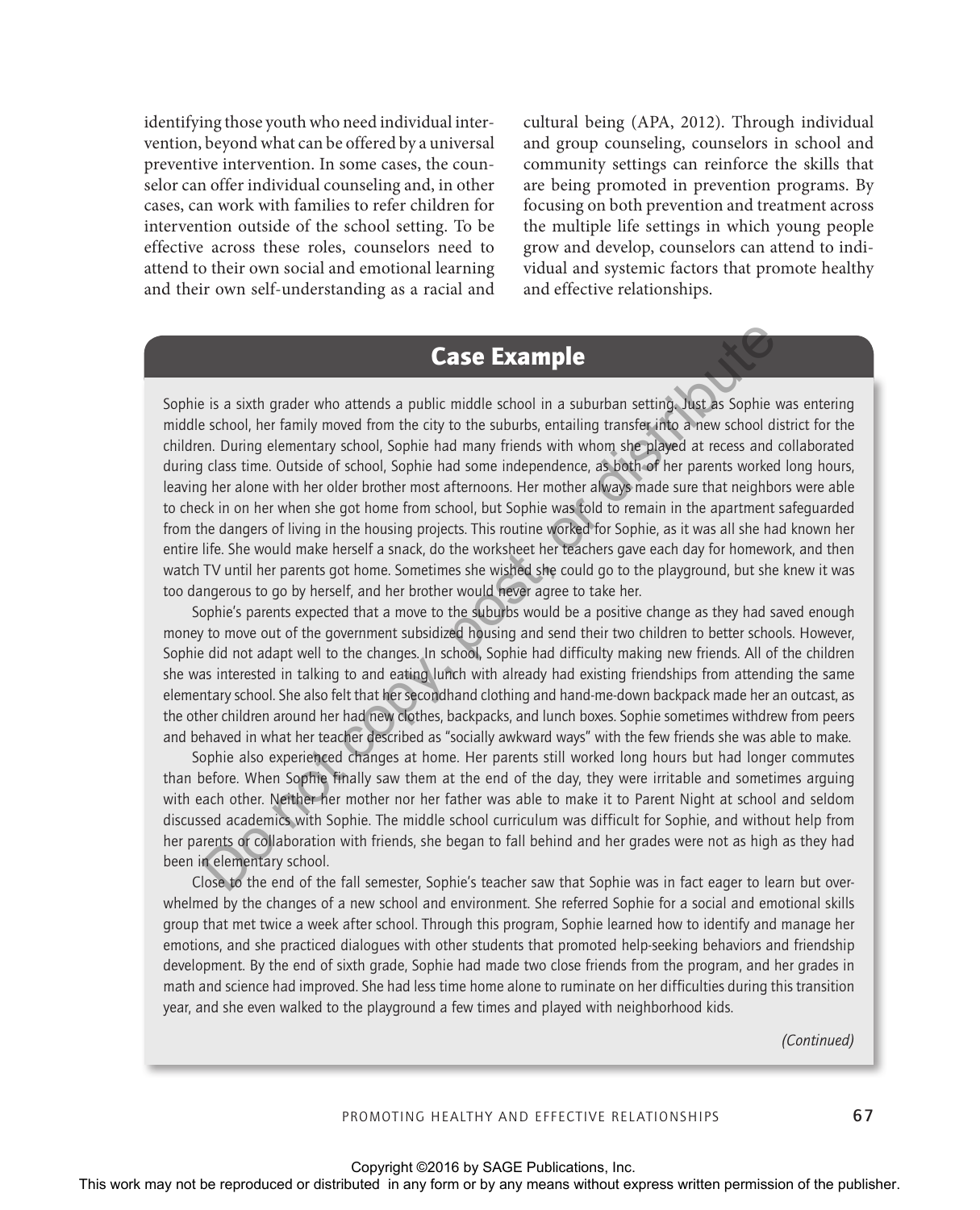identifying those youth who need individual intervention, beyond what can be offered by a universal preventive intervention. In some cases, the counselor can offer individual counseling and, in other cases, can work with families to refer children for intervention outside of the school setting. To be effective across these roles, counselors need to attend to their own social and emotional learning and their own self-understanding as a racial and cultural being (APA, 2012). Through individual and group counseling, counselors in school and community settings can reinforce the skills that are being promoted in prevention programs. By focusing on both prevention and treatment across the multiple life settings in which young people grow and develop, counselors can attend to individual and systemic factors that promote healthy and effective relationships.

## Case Example

Sophie is a sixth grader who attends a public middle school in a suburban setting. Just as Sophie was entering middle school, her family moved from the city to the suburbs, entailing transfer into a new school district for the children. During elementary school, Sophie had many friends with whom she played at recess and collaborated during class time. Outside of school, Sophie had some independence, as both of her parents worked long hours, leaving her alone with her older brother most afternoons. Her mother always made sure that neighbors were able to check in on her when she got home from school, but Sophie was told to remain in the apartment safeguarded from the dangers of living in the housing projects. This routine worked for Sophie, as it was all she had known her entire life. She would make herself a snack, do the worksheet her teachers gave each day for homework, and then watch TV until her parents got home. Sometimes she wished she could go to the playground, but she knew it was too dangerous to go by herself, and her brother would never agree to take her.

Sophie's parents expected that a move to the suburbs would be a positive change as they had saved enough money to move out of the government subsidized housing and send their two children to better schools. However, Sophie did not adapt well to the changes. In school, Sophie had difficulty making new friends. All of the children she was interested in talking to and eating lunch with already had existing friendships from attending the same elementary school. She also felt that her secondhand clothing and hand-me-down backpack made her an outcast, as the other children around her had new clothes, backpacks, and lunch boxes. Sophie sometimes withdrew from peers and behaved in what her teacher described as "socially awkward ways" with the few friends she was able to make.

Sophie also experienced changes at home. Her parents still worked long hours but had longer commutes than before. When Sophie finally saw them at the end of the day, they were irritable and sometimes arguing with each other. Neither her mother nor her father was able to make it to Parent Night at school and seldom discussed academics with Sophie. The middle school curriculum was difficult for Sophie, and without help from her parents or collaboration with friends, she began to fall behind and her grades were not as high as they had been in elementary school.

Close to the end of the fall semester, Sophie's teacher saw that Sophie was in fact eager to learn but overwhelmed by the changes of a new school and environment. She referred Sophie for a social and emotional skills group that met twice a week after school. Through this program, Sophie learned how to identify and manage her emotions, and she practiced dialogues with other students that promoted help-seeking behaviors and friendship development. By the end of sixth grade, Sophie had made two close friends from the program, and her grades in math and science had improved. She had less time home alone to ruminate on her difficulties during this transition year, and she even walked to the playground a few times and played with neighborhood kids.

*(Continued)*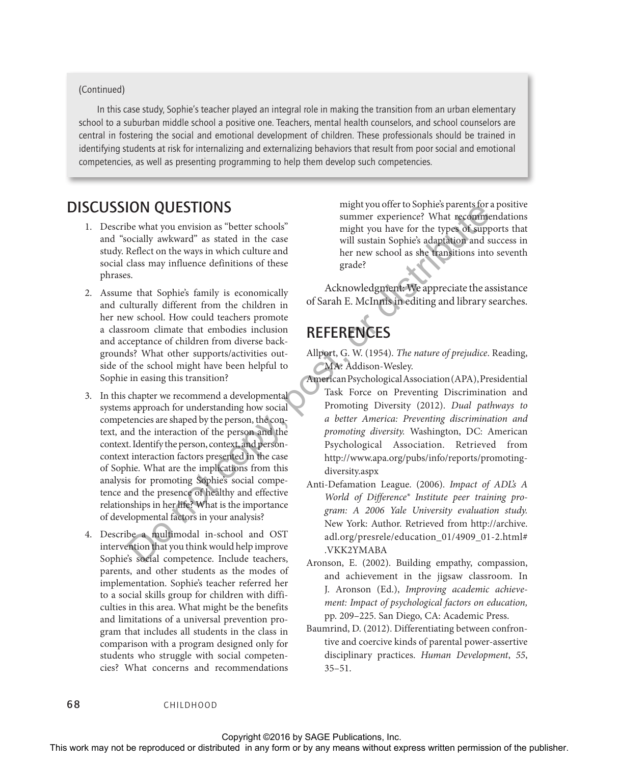(Continued)

In this case study, Sophie's teacher played an integral role in making the transition from an urban elementary school to a suburban middle school a positive one. Teachers, mental health counselors, and school counselors are central in fostering the social and emotional development of children. These professionals should be trained in identifying students at risk for internalizing and externalizing behaviors that result from poor social and emotional competencies, as well as presenting programming to help them develop such competencies.

## DISCUSSION QUESTIONS

1. Describe what you envision as "better schools" and "socially awkward" as stated in the case study. Reflect on the ways in which culture and social class may influence definitions of these phrases.

2. Assume that Sophie's family is economically and culturally different from the children in her new school. How could teachers promote a classroom climate that embodies inclusion and acceptance of children from diverse backgrounds? What other supports/activities outside of the school might have been helpful to Sophie in easing this transition?

3. In this chapter we recommend a developmental systems approach for understanding how social competencies are shaped by the person, the context, and the interaction of the person and the context. Identify the person, context, and person-context interaction factors presented in the case of Sophie. What are the implications from this analysis for promoting Sophie's social competence and the presence of healthy and effective relationships in her life? What is the importance of developmental factors in your analysis?

4. Describe a multimodal in-school and OST intervention that you think would help improve Sophie's social competence. Include teachers, parents, and other students as the modes of implementation. Sophie's teacher referred her to a social skills group for children with difficulties in this area. What might be the benefits and limitations of a universal prevention program that includes all students in the class in comparison with a program designed only for students who struggle with social competencies? What concerns and recommendations might you offer to Sophie's parents for a positive summer experience? What recommendations might you have for the types of supports that will sustain Sophie's adaptation and success in her new school as she transitions into seventh grade?

Acknowledgment: We appreciate the assistance of Sarah E. McInnis in editing and library searches.

## REFERENCES

Allport, G. W. (1954). *The nature of prejudice*. Reading, MA: Addison-Wesley.

American Psychological Association (APA), Presidential Task Force on Preventing Discrimination and Promoting Diversity (2012). *Dual pathways to a better America: Preventing discrimination and promoting diversity.* Washington, DC: American Psychological Association. Retrieved from http://www.apa.org/pubs/info/reports/promoting-diversity.aspx

Anti-Defamation League. (2006). *Impact of ADL's A World of Difference® Institute peer training program: A 2006 Yale University evaluation study.* New York: Author. Retrieved from http://archive.adl.org/presrele/education_01/4909_01-2.html#.VKK2YMABA

Aronson, E. (2002). Building empathy, compassion, and achievement in the jigsaw classroom. In J. Aronson (Ed.), *Improving academic achievement: Impact of psychological factors on education,* pp. 209–225. San Diego, CA: Academic Press.

Baumrind, D. (2012). Differentiating between confrontive and coercive kinds of parental power-assertive disciplinary practices. *Human Development*, *55*, 35–51.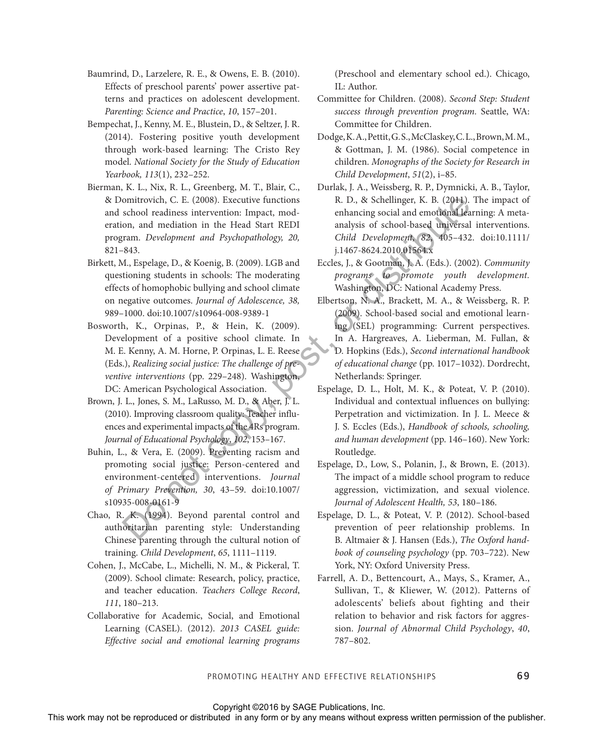Baumrind, D., Larzelere, R. E., & Owens, E. B. (2010). Effects of preschool parents' power assertive patterns and practices on adolescent development. *Parenting: Science and Practice*, *10*, 157–201.

Bempechat, J., Kenny, M. E., Blustein, D., & Seltzer, J. R. (2014). Fostering positive youth development through work-based learning: The Cristo Rey model. *National Society for the Study of Education Yearbook, 113*(1), 232–252.

Bierman, K. L., Nix, R. L., Greenberg, M. T., Blair, C., & Domitrovich, C. E. (2008). Executive functions and school readiness intervention: Impact, moderation, and mediation in the Head Start REDI program. *Development and Psychopathology, 20,* 821–843.

Birkett, M., Espelage, D., & Koenig, B. (2009). LGB and questioning students in schools: The moderating effects of homophobic bullying and school climate on negative outcomes. *Journal of Adolescence, 38,* 989–1000. doi:10.1007/s10964-008-9389-1

Bosworth, K., Orpinas, P., & Hein, K. (2009). Development of a positive school climate. In M. E. Kenny, A. M. Horne, P. Orpinas, L. E. Reese (Eds.), *Realizing social justice: The challenge of preventive interventions* (pp. 229–248). Washington, DC: American Psychological Association.

Brown, J. L., Jones, S. M., LaRusso, M. D., & Aber, J. L. (2010). Improving classroom quality: Teacher influences and experimental impacts of the 4Rs program. *Journal of Educational Psychology, 102*, 153–167.

Buhin, L., & Vera, E. (2009). Preventing racism and promoting social justice: Person-centered and environment-centered interventions. *Journal of Primary Prevention, 30*, 43–59. doi:10.1007/s10935-008-0161-9

Chao, R. K. (1994). Beyond parental control and authoritarian parenting style: Understanding Chinese parenting through the cultural notion of training. *Child Development*, *65*, 1111–1119.

Cohen, J., McCabe, L., Michelli, N. M., & Pickeral, T. (2009). School climate: Research, policy, practice, and teacher education. *Teachers College Record*, *111*, 180–213.

Collaborative for Academic, Social, and Emotional Learning (CASEL). (2012). *2013 CASEL guide: Effective social and emotional learning programs* (Preschool and elementary school ed.). Chicago, IL: Author.

Committee for Children. (2008). *Second Step: Student success through prevention program.* Seattle, WA: Committee for Children.

Dodge, K. A., Pettit, G. S., McClaskey, C. L., Brown, M. M., & Gottman, J. M. (1986). Social competence in children. *Monographs of the Society for Research in Child Development*, *51*(2), i–85.

Durlak, J. A., Weissberg, R. P., Dymnicki, A. B., Taylor, R. D., & Schellinger, K. B. (2011). The impact of enhancing social and emotional learning: A meta-analysis of school-based universal interventions. *Child Development*, *82*, 405–432. doi:10.1111/j.1467-8624.2010.01564.x

Eccles, J., & Gootman, J. A. (Eds.). (2002). *Community programs to promote youth development.* Washington, DC: National Academy Press.

Elbertson, N. A., Brackett, M. A., & Weissberg, R. P. (2009). School-based social and emotional learning (SEL) programming: Current perspectives. In A. Hargreaves, A. Lieberman, M. Fullan, & D. Hopkins (Eds.), *Second international handbook of educational change* (pp. 1017–1032). Dordrecht, Netherlands: Springer.

Espelage, D. L., Holt, M. K., & Poteat, V. P. (2010). Individual and contextual influences on bullying: Perpetration and victimization. In J. L. Meece & J. S. Eccles (Eds.), *Handbook of schools, schooling, and human development* (pp. 146–160). New York: Routledge.

Espelage, D., Low, S., Polanin, J., & Brown, E. (2013). The impact of a middle school program to reduce aggression, victimization, and sexual violence. *Journal of Adolescent Health, 53*, 180–186.

Espelage, D. L., & Poteat, V. P. (2012). School-based prevention of peer relationship problems. In B. Altmaier & J. Hansen (Eds.), *The Oxford handbook of counseling psychology* (pp. 703–722). New York, NY: Oxford University Press.

Farrell, A. D., Bettencourt, A., Mays, S., Kramer, A., Sullivan, T., & Kliewer, W. (2012). Patterns of adolescents' beliefs about fighting and their relation to behavior and risk factors for aggression. *Journal of Abnormal Child Psychology*, *40*, 787–802.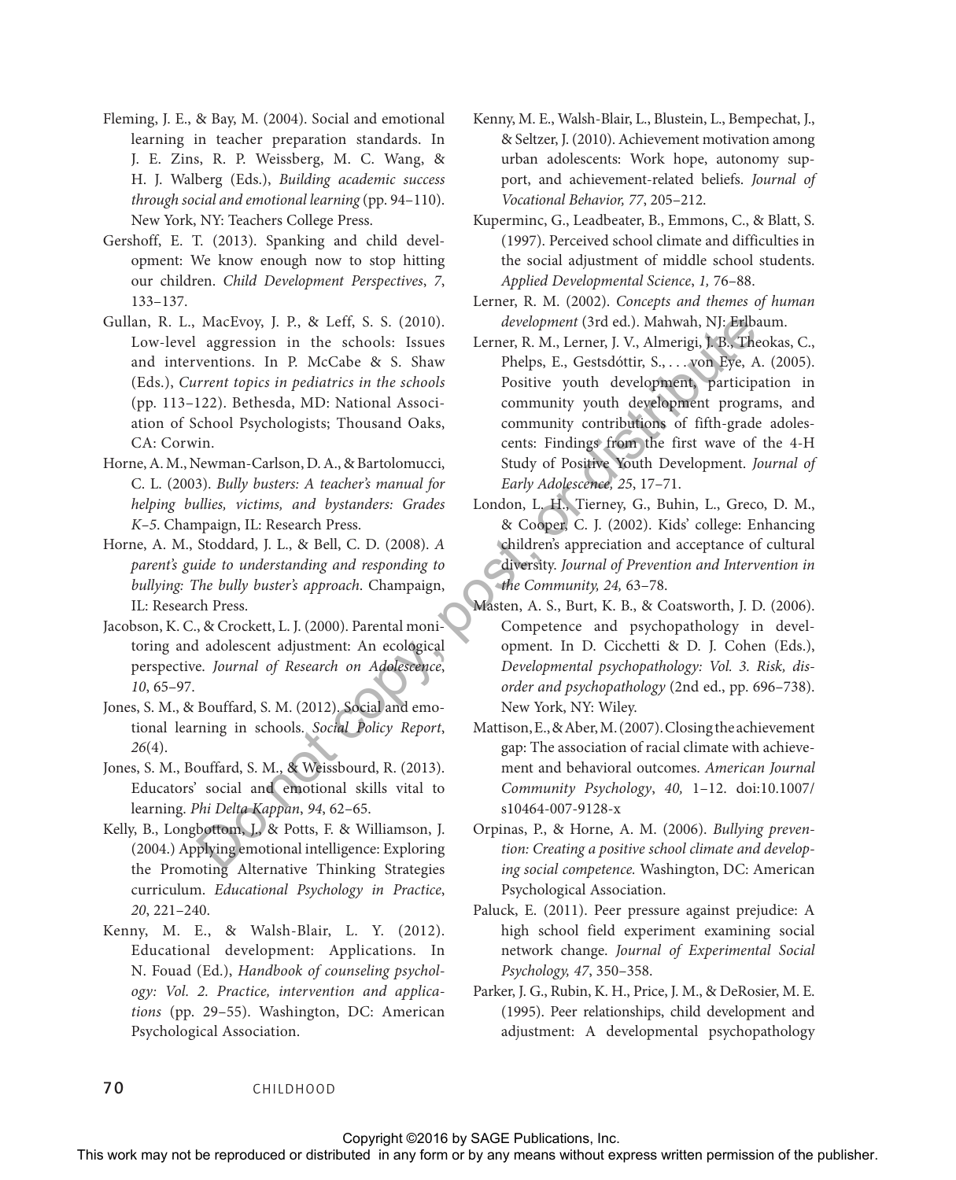Fleming, J. E., & Bay, M. (2004). Social and emotional learning in teacher preparation standards. In J. E. Zins, R. P. Weissberg, M. C. Wang, & H. J. Walberg (Eds.), *Building academic success through social and emotional learning* (pp. 94–110). New York, NY: Teachers College Press.

Gershoff, E. T. (2013). Spanking and child development: We know enough now to stop hitting our children. *Child Development Perspectives*, *7*, 133–137.

Gullan, R. L., MacEvoy, J. P., & Leff, S. S. (2010). Low-level aggression in the schools: Issues and interventions. In P. McCabe & S. Shaw (Eds.), *Current topics in pediatrics in the schools* (pp. 113–122). Bethesda, MD: National Association of School Psychologists; Thousand Oaks, CA: Corwin.

Horne, A. M., Newman-Carlson, D. A., & Bartolomucci, C. L. (2003). *Bully busters: A teacher's manual for helping bullies, victims, and bystanders: Grades K–5*. Champaign, IL: Research Press.

Horne, A. M., Stoddard, J. L., & Bell, C. D. (2008). *A parent's guide to understanding and responding to bullying: The bully buster's approach*. Champaign, IL: Research Press.

Jacobson, K. C., & Crockett, L. J. (2000). Parental monitoring and adolescent adjustment: An ecological perspective. *Journal of Research on Adolescence*, *10*, 65–97.

Jones, S. M., & Bouffard, S. M. (2012). Social and emotional learning in schools. *Social Policy Report*, *26*(4).

Jones, S. M., Bouffard, S. M., & Weissbourd, R. (2013). Educators' social and emotional skills vital to learning. *Phi Delta Kappan*, *94*, 62–65.

Kelly, B., Longbottom, J., & Potts, F. & Williamson, J. (2004.) Applying emotional intelligence: Exploring the Promoting Alternative Thinking Strategies curriculum. *Educational Psychology in Practice*, *20*, 221–240.

Kenny, M. E., & Walsh-Blair, L. Y. (2012). Educational development: Applications. In N. Fouad (Ed.), *Handbook of counseling psychology: Vol. 2. Practice, intervention and applications* (pp. 29–55). Washington, DC: American Psychological Association.

Kenny, M. E., Walsh-Blair, L., Blustein, L., Bempechat, J., & Seltzer, J. (2010). Achievement motivation among urban adolescents: Work hope, autonomy support, and achievement-related beliefs. *Journal of Vocational Behavior, 77*, 205–212.

Kuperminc, G., Leadbeater, B., Emmons, C., & Blatt, S. (1997). Perceived school climate and difficulties in the social adjustment of middle school students. *Applied Developmental Science*, *1,* 76–88.

Lerner, R. M. (2002). *Concepts and themes of human development* (3rd ed.). Mahwah, NJ: Erlbaum.

Lerner, R. M., Lerner, J. V., Almerigi, J. B., Theokas, C., Phelps, E., Gestsdóttir, S., . . . von Eye, A. (2005). Positive youth development, participation in community youth development programs, and community contributions of fifth-grade adolescents: Findings from the first wave of the 4-H Study of Positive Youth Development. *Journal of Early Adolescence, 25*, 17–71.

London, L. H., Tierney, G., Buhin, L., Greco, D. M., & Cooper, C. J. (2002). Kids' college: Enhancing children's appreciation and acceptance of cultural diversity. *Journal of Prevention and Intervention in the Community, 24,* 63–78.

Masten, A. S., Burt, K. B., & Coatsworth, J. D. (2006). Competence and psychopathology in development. In D. Cicchetti & D. J. Cohen (Eds.), *Developmental psychopathology: Vol. 3. Risk, disorder and psychopathology* (2nd ed., pp. 696–738). New York, NY: Wiley.

Mattison, E., & Aber, M. (2007). Closing the achievement gap: The association of racial climate with achievement and behavioral outcomes. *American Journal Community Psychology*, *40,* 1–12. doi:10.1007/s10464-007-9128-x

Orpinas, P., & Horne, A. M. (2006). *Bullying prevention: Creating a positive school climate and developing social competence.* Washington, DC: American Psychological Association.

Paluck, E. (2011). Peer pressure against prejudice: A high school field experiment examining social network change. *Journal of Experimental Social Psychology, 47*, 350–358.

Parker, J. G., Rubin, K. H., Price, J. M., & DeRosier, M. E. (1995). Peer relationships, child development and adjustment: A developmental psychopathology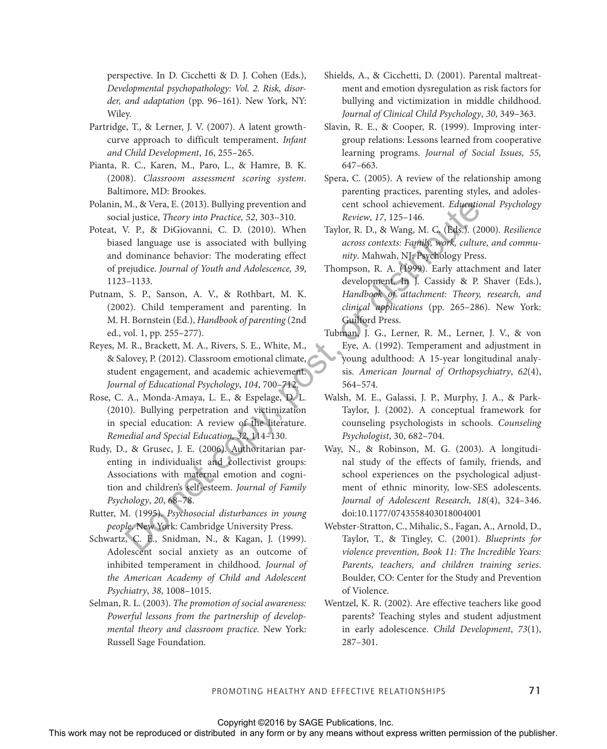perspective. In D. Cicchetti & D. J. Cohen (Eds.), *Developmental psychopathology: Vol. 2. Risk, disorder, and adaptation* (pp. 96–161). New York, NY: Wiley.

Partridge, T., & Lerner, J. V. (2007). A latent growth-curve approach to difficult temperament. *Infant and Child Development*, *16*, 255–265.

Pianta, R. C., Karen, M., Paro, L., & Hamre, B. K. (2008). *Classroom assessment scoring system*. Baltimore, MD: Brookes.

Polanin, M., & Vera, E. (2013). Bullying prevention and social justice, *Theory into Practice, 52*, 303–310.

Poteat, V. P., & DiGiovanni, C. D. (2010). When biased language use is associated with bullying and dominance behavior: The moderating effect of prejudice. *Journal of Youth and Adolescence, 39*, 1123–1133.

Putnam, S. P., Sanson, A. V., & Rothbart, M. K. (2002). Child temperament and parenting. In M. H. Bornstein (Ed.), *Handbook of parenting* (2nd ed., vol. 1, pp. 255–277).

Reyes, M. R., Brackett, M. A., Rivers, S. E., White, M., & Salovey, P. (2012). Classroom emotional climate, student engagement, and academic achievement. *Journal of Educational Psychology*, *104*, 700–712.

Rose, C. A., Monda-Amaya, L. E., & Espelage, D. L. (2010). Bullying perpetration and victimization in special education: A review of the literature. *Remedial and Special Education, 32*, 114–130.

Rudy, D., & Grusec, J. E. (2006). Authoritarian parenting in individualist and collectivist groups: Associations with maternal emotion and cognition and children's self-esteem. *Journal of Family Psychology*, *20*, 68–78.

Rutter, M. (1995). *Psychosocial disturbances in young people.* New York: Cambridge University Press.

Schwartz, C. E., Snidman, N., & Kagan, J. (1999). Adolescent social anxiety as an outcome of inhibited temperament in childhood. *Journal of the American Academy of Child and Adolescent Psychiatry*, *38*, 1008–1015.

Selman, R. L. (2003). *The promotion of social awareness: Powerful lessons from the partnership of developmental theory and classroom practice.* New York: Russell Sage Foundation.

Shields, A., & Cicchetti, D. (2001). Parental maltreatment and emotion dysregulation as risk factors for bullying and victimization in middle childhood. *Journal of Clinical Child Psychology*, *30*, 349–363.

Slavin, R. E., & Cooper, R. (1999). Improving intergroup relations: Lessons learned from cooperative learning programs. *Journal of Social Issues, 55,* 647–663.

Spera, C. (2005). A review of the relationship among parenting practices, parenting styles, and adolescent school achievement. *Educational Psychology Review*, *17*, 125–146.

Taylor, R. D., & Wang, M. C. (Eds.). (2000). *Resilience across contexts: Family, work, culture, and community*. Mahwah, NJ: Psychology Press.

Thompson, R. A. (1999). Early attachment and later development. In J. Cassidy & P. Shaver (Eds.), *Handbook of attachment: Theory, research, and clinical applications* (pp. 265–286). New York: Guilford Press.

Tubman, J. G., Lerner, R. M., Lerner, J. V., & von Eye, A. (1992). Temperament and adjustment in young adulthood: A 15-year longitudinal analysis. *American Journal of Orthopsychiatry*, *62*(4), 564–574.

Walsh, M. E., Galassi, J. P., Murphy, J. A., & Park-Taylor, J. (2002). A conceptual framework for counseling psychologists in schools. *Counseling Psychologist*, 30, 682–704.

Way, N., & Robinson, M. G. (2003). A longitudinal study of the effects of family, friends, and school experiences on the psychological adjustment of ethnic minority, low-SES adolescents. *Journal of Adolescent Research, 18*(4), 324–346. doi:10.1177/0743558403018004001

Webster-Stratton, C., Mihalic, S., Fagan, A., Arnold, D., Taylor, T., & Tingley, C. (2001). *Blueprints for violence prevention, Book 11: The Incredible Years: Parents, teachers, and children training series*. Boulder, CO: Center for the Study and Prevention of Violence.

Wentzel, K. R. (2002). Are effective teachers like good parents? Teaching styles and student adjustment in early adolescence. *Child Development*, *73*(1), 287–301.